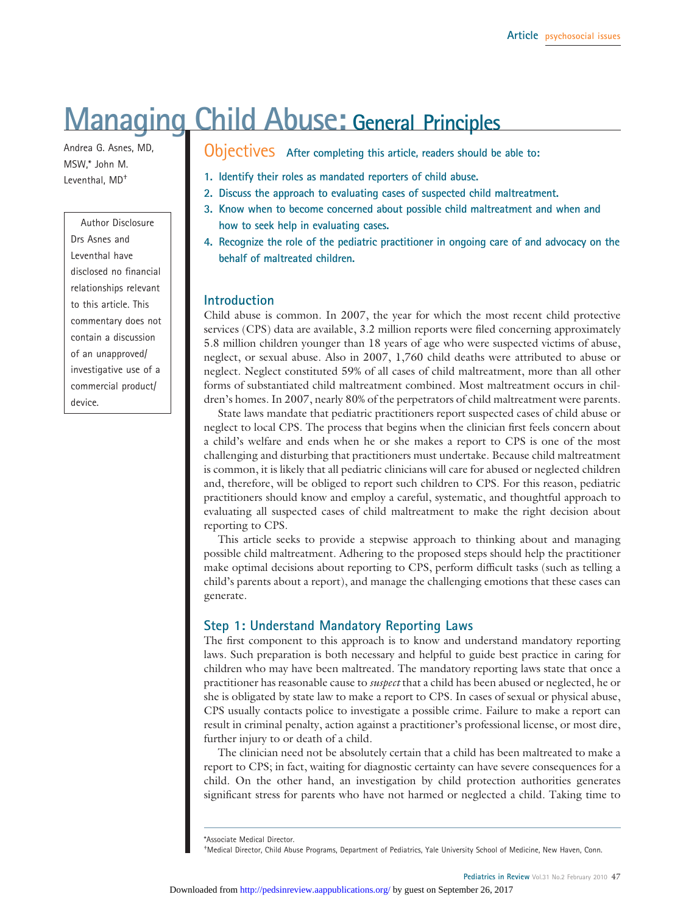# Managing Child Abuse: General Principles

Andrea G. Asnes, MD, MSW,* John M. Leventhal, MD†

Author Disclosure
Drs Asnes and Leventhal have disclosed no financial relationships relevant to this article. This commentary does not contain a discussion of an unapproved/investigative use of a commercial product/device.

## Objectives

**After completing this article, readers should be able to:**

1. **Identify their roles as mandated reporters of child abuse.**
2. **Discuss the approach to evaluating cases of suspected child maltreatment.**
3. **Know when to become concerned about possible child maltreatment and when and how to seek help in evaluating cases.**
4. **Recognize the role of the pediatric practitioner in ongoing care of and advocacy on the behalf of maltreated children.**

## Introduction

Child abuse is common. In 2007, the year for which the most recent child protective services (CPS) data are available, 3.2 million reports were filed concerning approximately 5.8 million children younger than 18 years of age who were suspected victims of abuse, neglect, or sexual abuse. Also in 2007, 1,760 child deaths were attributed to abuse or neglect. Neglect constituted 59% of all cases of child maltreatment, more than all other forms of substantiated child maltreatment combined. Most maltreatment occurs in children's homes. In 2007, nearly 80% of the perpetrators of child maltreatment were parents.

State laws mandate that pediatric practitioners report suspected cases of child abuse or neglect to local CPS. The process that begins when the clinician first feels concern about a child's welfare and ends when he or she makes a report to CPS is one of the most challenging and disturbing that practitioners must undertake. Because child maltreatment is common, it is likely that all pediatric clinicians will care for abused or neglected children and, therefore, will be obliged to report such children to CPS. For this reason, pediatric practitioners should know and employ a careful, systematic, and thoughtful approach to evaluating all suspected cases of child maltreatment to make the right decision about reporting to CPS.

This article seeks to provide a stepwise approach to thinking about and managing possible child maltreatment. Adhering to the proposed steps should help the practitioner make optimal decisions about reporting to CPS, perform difficult tasks (such as telling a child's parents about a report), and manage the challenging emotions that these cases can generate.

## Step 1: Understand Mandatory Reporting Laws

The first component to this approach is to know and understand mandatory reporting laws. Such preparation is both necessary and helpful to guide best practice in caring for children who may have been maltreated. The mandatory reporting laws state that once a practitioner has reasonable cause to *suspect* that a child has been abused or neglected, he or she is obligated by state law to make a report to CPS. In cases of sexual or physical abuse, CPS usually contacts police to investigate a possible crime. Failure to make a report can result in criminal penalty, action against a practitioner's professional license, or most dire, further injury to or death of a child.

The clinician need not be absolutely certain that a child has been maltreated to make a report to CPS; in fact, waiting for diagnostic certainty can have severe consequences for a child. On the other hand, an investigation by child protection authorities generates significant stress for parents who have not harmed or neglected a child. Taking time to

*Associate Medical Director.
†Medical Director, Child Abuse Programs, Department of Pediatrics, Yale University School of Medicine, New Haven, Conn.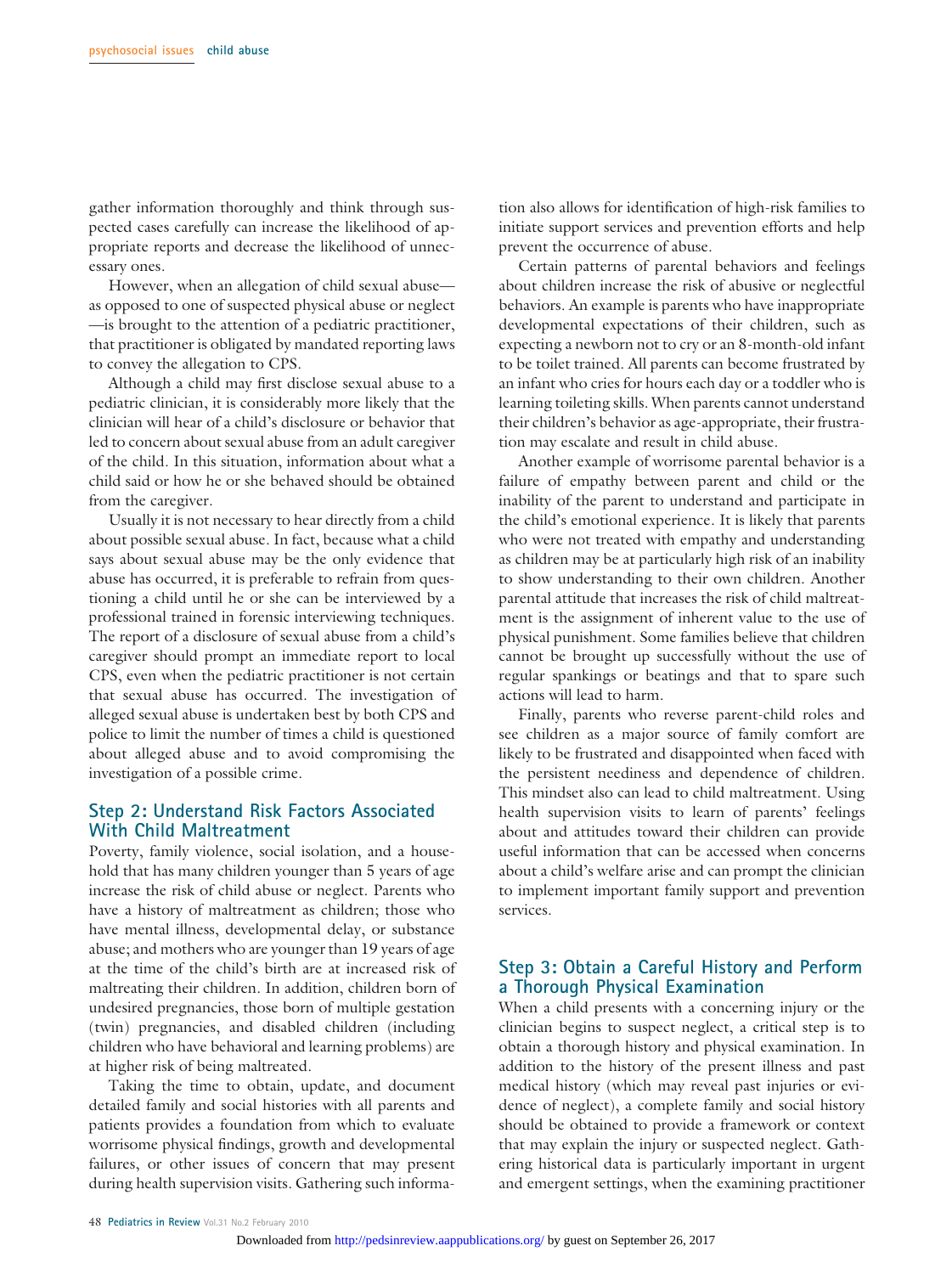gather information thoroughly and think through suspected cases carefully can increase the likelihood of appropriate reports and decrease the likelihood of unnecessary ones.

However, when an allegation of child sexual abuse—as opposed to one of suspected physical abuse or neglect—is brought to the attention of a pediatric practitioner, that practitioner is obligated by mandated reporting laws to convey the allegation to CPS.

Although a child may first disclose sexual abuse to a pediatric clinician, it is considerably more likely that the clinician will hear of a child's disclosure or behavior that led to concern about sexual abuse from an adult caregiver of the child. In this situation, information about what a child said or how he or she behaved should be obtained from the caregiver.

Usually it is not necessary to hear directly from a child about possible sexual abuse. In fact, because what a child says about sexual abuse may be the only evidence that abuse has occurred, it is preferable to refrain from questioning a child until he or she can be interviewed by a professional trained in forensic interviewing techniques. The report of a disclosure of sexual abuse from a child's caregiver should prompt an immediate report to local CPS, even when the pediatric practitioner is not certain that sexual abuse has occurred. The investigation of alleged sexual abuse is undertaken best by both CPS and police to limit the number of times a child is questioned about alleged abuse and to avoid compromising the investigation of a possible crime.

## Step 2: Understand Risk Factors Associated With Child Maltreatment

Poverty, family violence, social isolation, and a household that has many children younger than 5 years of age increase the risk of child abuse or neglect. Parents who have a history of maltreatment as children; those who have mental illness, developmental delay, or substance abuse; and mothers who are younger than 19 years of age at the time of the child's birth are at increased risk of maltreating their children. In addition, children born of undesired pregnancies, those born of multiple gestation (twin) pregnancies, and disabled children (including children who have behavioral and learning problems) are at higher risk of being maltreated.

Taking the time to obtain, update, and document detailed family and social histories with all parents and patients provides a foundation from which to evaluate worrisome physical findings, growth and developmental failures, or other issues of concern that may present during health supervision visits. Gathering such information also allows for identification of high-risk families to initiate support services and prevention efforts and help prevent the occurrence of abuse.

Certain patterns of parental behaviors and feelings about children increase the risk of abusive or neglectful behaviors. An example is parents who have inappropriate developmental expectations of their children, such as expecting a newborn not to cry or an 8-month-old infant to be toilet trained. All parents can become frustrated by an infant who cries for hours each day or a toddler who is learning toileting skills. When parents cannot understand their children's behavior as age-appropriate, their frustration may escalate and result in child abuse.

Another example of worrisome parental behavior is a failure of empathy between parent and child or the inability of the parent to understand and participate in the child's emotional experience. It is likely that parents who were not treated with empathy and understanding as children may be at particularly high risk of an inability to show understanding to their own children. Another parental attitude that increases the risk of child maltreatment is the assignment of inherent value to the use of physical punishment. Some families believe that children cannot be brought up successfully without the use of regular spankings or beatings and that to spare such actions will lead to harm.

Finally, parents who reverse parent-child roles and see children as a major source of family comfort are likely to be frustrated and disappointed when faced with the persistent neediness and dependence of children. This mindset also can lead to child maltreatment. Using health supervision visits to learn of parents' feelings about and attitudes toward their children can provide useful information that can be accessed when concerns about a child's welfare arise and can prompt the clinician to implement important family support and prevention services.

## Step 3: Obtain a Careful History and Perform a Thorough Physical Examination

When a child presents with a concerning injury or the clinician begins to suspect neglect, a critical step is to obtain a thorough history and physical examination. In addition to the history of the present illness and past medical history (which may reveal past injuries or evidence of neglect), a complete family and social history should be obtained to provide a framework or context that may explain the injury or suspected neglect. Gathering historical data is particularly important in urgent and emergent settings, when the examining practitioner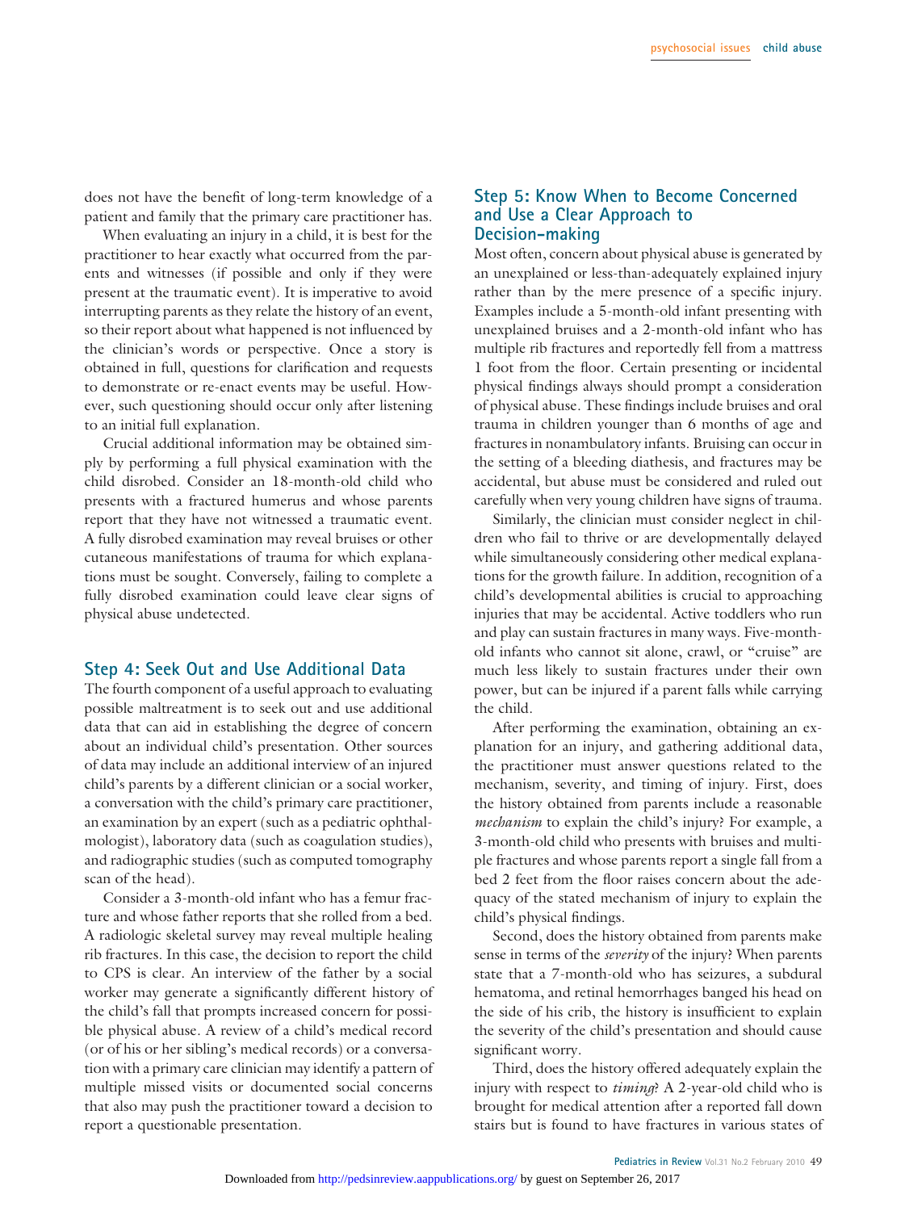does not have the benefit of long-term knowledge of a patient and family that the primary care practitioner has.

When evaluating an injury in a child, it is best for the practitioner to hear exactly what occurred from the parents and witnesses (if possible and only if they were present at the traumatic event). It is imperative to avoid interrupting parents as they relate the history of an event, so their report about what happened is not influenced by the clinician's words or perspective. Once a story is obtained in full, questions for clarification and requests to demonstrate or re-enact events may be useful. However, such questioning should occur only after listening to an initial full explanation.

Crucial additional information may be obtained simply by performing a full physical examination with the child disrobed. Consider an 18-month-old child who presents with a fractured humerus and whose parents report that they have not witnessed a traumatic event. A fully disrobed examination may reveal bruises or other cutaneous manifestations of trauma for which explanations must be sought. Conversely, failing to complete a fully disrobed examination could leave clear signs of physical abuse undetected.

## Step 4: Seek Out and Use Additional Data

The fourth component of a useful approach to evaluating possible maltreatment is to seek out and use additional data that can aid in establishing the degree of concern about an individual child's presentation. Other sources of data may include an additional interview of an injured child's parents by a different clinician or a social worker, a conversation with the child's primary care practitioner, an examination by an expert (such as a pediatric ophthalmologist), laboratory data (such as coagulation studies), and radiographic studies (such as computed tomography scan of the head).

Consider a 3-month-old infant who has a femur fracture and whose father reports that she rolled from a bed. A radiologic skeletal survey may reveal multiple healing rib fractures. In this case, the decision to report the child to CPS is clear. An interview of the father by a social worker may generate a significantly different history of the child's fall that prompts increased concern for possible physical abuse. A review of a child's medical record (or of his or her sibling's medical records) or a conversation with a primary care clinician may identify a pattern of multiple missed visits or documented social concerns that also may push the practitioner toward a decision to report a questionable presentation.

## Step 5: Know When to Become Concerned and Use a Clear Approach to Decision-making

Most often, concern about physical abuse is generated by an unexplained or less-than-adequately explained injury rather than by the mere presence of a specific injury. Examples include a 5-month-old infant presenting with unexplained bruises and a 2-month-old infant who has multiple rib fractures and reportedly fell from a mattress 1 foot from the floor. Certain presenting or incidental physical findings always should prompt a consideration of physical abuse. These findings include bruises and oral trauma in children younger than 6 months of age and fractures in nonambulatory infants. Bruising can occur in the setting of a bleeding diathesis, and fractures may be accidental, but abuse must be considered and ruled out carefully when very young children have signs of trauma.

Similarly, the clinician must consider neglect in children who fail to thrive or are developmentally delayed while simultaneously considering other medical explanations for the growth failure. In addition, recognition of a child's developmental abilities is crucial to approaching injuries that may be accidental. Active toddlers who run and play can sustain fractures in many ways. Five-month-old infants who cannot sit alone, crawl, or "cruise" are much less likely to sustain fractures under their own power, but can be injured if a parent falls while carrying the child.

After performing the examination, obtaining an explanation for an injury, and gathering additional data, the practitioner must answer questions related to the mechanism, severity, and timing of injury. First, does the history obtained from parents include a reasonable *mechanism* to explain the child's injury? For example, a 3-month-old child who presents with bruises and multiple fractures and whose parents report a single fall from a bed 2 feet from the floor raises concern about the adequacy of the stated mechanism of injury to explain the child's physical findings.

Second, does the history obtained from parents make sense in terms of the *severity* of the injury? When parents state that a 7-month-old who has seizures, a subdural hematoma, and retinal hemorrhages banged his head on the side of his crib, the history is insufficient to explain the severity of the child's presentation and should cause significant worry.

Third, does the history offered adequately explain the injury with respect to *timing*? A 2-year-old child who is brought for medical attention after a reported fall down stairs but is found to have fractures in various states of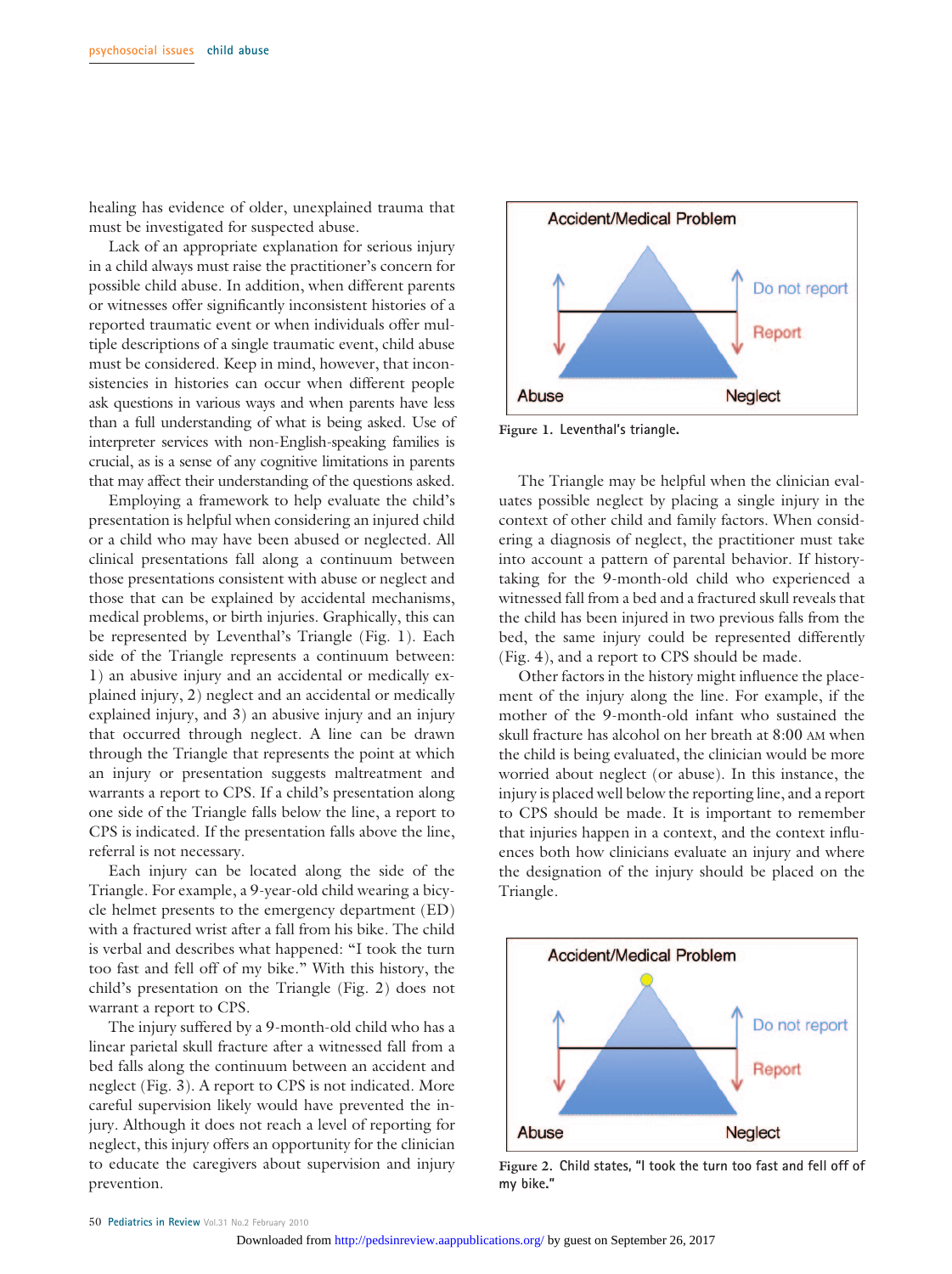healing has evidence of older, unexplained trauma that must be investigated for suspected abuse.

Lack of an appropriate explanation for serious injury in a child always must raise the practitioner's concern for possible child abuse. In addition, when different parents or witnesses offer significantly inconsistent histories of a reported traumatic event or when individuals offer multiple descriptions of a single traumatic event, child abuse must be considered. Keep in mind, however, that inconsistencies in histories can occur when different people ask questions in various ways and when parents have less than a full understanding of what is being asked. Use of interpreter services with non-English-speaking families is crucial, as is a sense of any cognitive limitations in parents that may affect their understanding of the questions asked.

Employing a framework to help evaluate the child's presentation is helpful when considering an injured child or a child who may have been abused or neglected. All clinical presentations fall along a continuum between those presentations consistent with abuse or neglect and those that can be explained by accidental mechanisms, medical problems, or birth injuries. Graphically, this can be represented by Leventhal's Triangle (Fig. 1). Each side of the Triangle represents a continuum between: 1) an abusive injury and an accidental or medically explained injury, 2) neglect and an accidental or medically explained injury, and 3) an abusive injury and an injury that occurred through neglect. A line can be drawn through the Triangle that represents the point at which an injury or presentation suggests maltreatment and warrants a report to CPS. If a child's presentation along one side of the Triangle falls below the line, a report to CPS is indicated. If the presentation falls above the line, referral is not necessary.

Each injury can be located along the side of the Triangle. For example, a 9-year-old child wearing a bicycle helmet presents to the emergency department (ED) with a fractured wrist after a fall from his bike. The child is verbal and describes what happened: "I took the turn too fast and fell off of my bike." With this history, the child's presentation on the Triangle (Fig. 2) does not warrant a report to CPS.

The injury suffered by a 9-month-old child who has a linear parietal skull fracture after a witnessed fall from a bed falls along the continuum between an accident and neglect (Fig. 3). A report to CPS is not indicated. More careful supervision likely would have prevented the injury. Although it does not reach a level of reporting for neglect, this injury offers an opportunity for the clinician to educate the caregivers about supervision and injury prevention.

Accident/Medical Problem
Do not report
Report
Abuse
Neglect

**Figure 1.** Leventhal's triangle.

The Triangle may be helpful when the clinician evaluates possible neglect by placing a single injury in the context of other child and family factors. When considering a diagnosis of neglect, the practitioner must take into account a pattern of parental behavior. If history-taking for the 9-month-old child who experienced a witnessed fall from a bed and a fractured skull reveals that the child has been injured in two previous falls from the bed, the same injury could be represented differently (Fig. 4), and a report to CPS should be made.

Other factors in the history might influence the placement of the injury along the line. For example, if the mother of the 9-month-old infant who sustained the skull fracture has alcohol on her breath at 8:00 AM when the child is being evaluated, the clinician would be more worried about neglect (or abuse). In this instance, the injury is placed well below the reporting line, and a report to CPS should be made. It is important to remember that injuries happen in a context, and the context influences both how clinicians evaluate an injury and where the designation of the injury should be placed on the Triangle.

Accident/Medical Problem
Do not report
Report
Abuse
Neglect

**Figure 2.** Child states, "I took the turn too fast and fell off of my bike."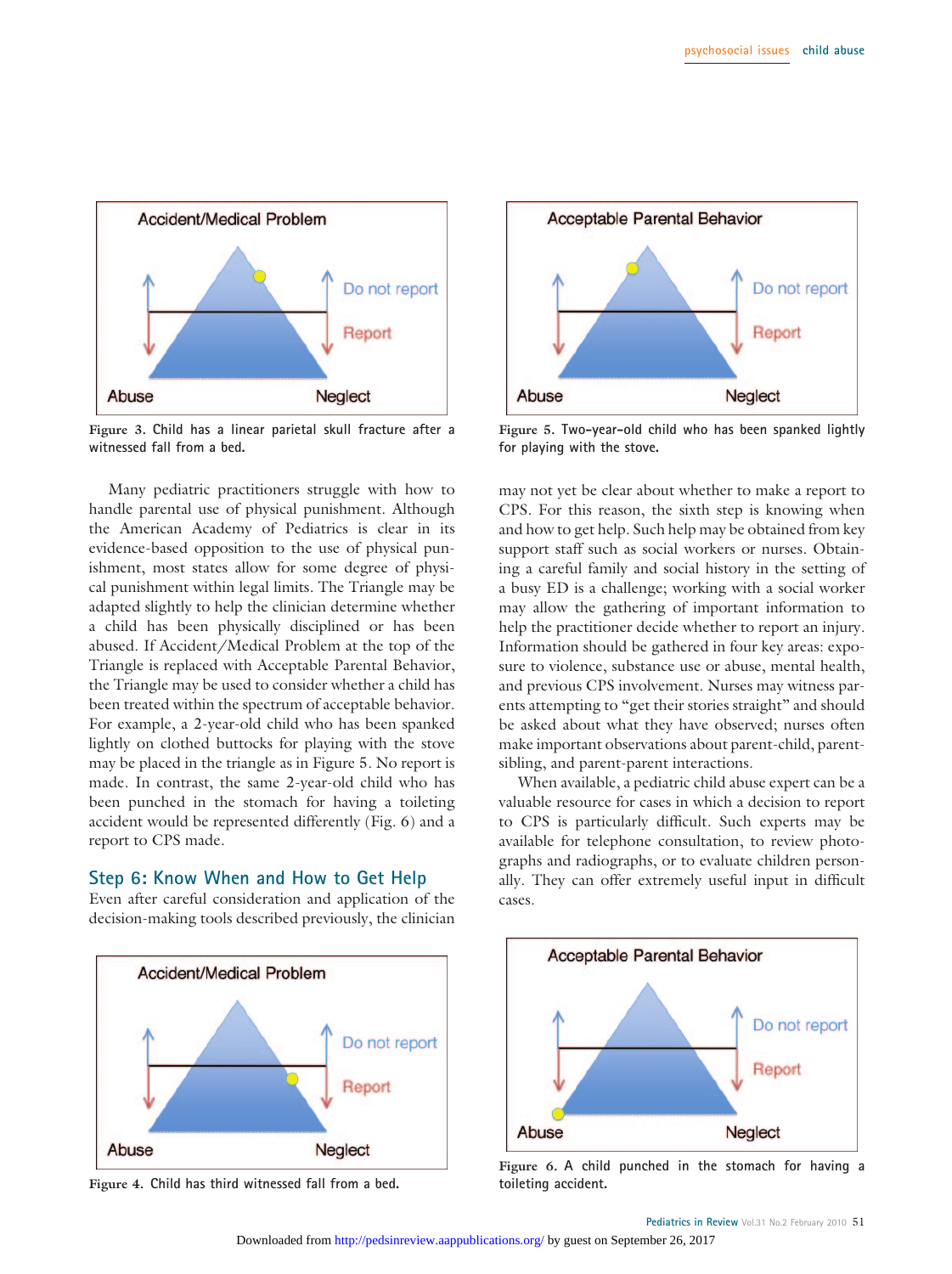Figure 3. Child has a linear parietal skull fracture after a witnessed fall from a bed.

Figure 5. Two-year-old child who has been spanked lightly for playing with the stove.

Many pediatric practitioners struggle with how to handle parental use of physical punishment. Although the American Academy of Pediatrics is clear in its evidence-based opposition to the use of physical punishment, most states allow for some degree of physical punishment within legal limits. The Triangle may be adapted slightly to help the clinician determine whether a child has been physically disciplined or has been abused. If Accident/Medical Problem at the top of the Triangle is replaced with Acceptable Parental Behavior, the Triangle may be used to consider whether a child has been treated within the spectrum of acceptable behavior. For example, a 2-year-old child who has been spanked lightly on clothed buttocks for playing with the stove may be placed in the triangle as in Figure 5. No report is made. In contrast, the same 2-year-old child who has been punched in the stomach for having a toileting accident would be represented differently (Fig. 6) and a report to CPS made.

## Step 6: Know When and How to Get Help

Even after careful consideration and application of the decision-making tools described previously, the clinician may not yet be clear about whether to make a report to CPS. For this reason, the sixth step is knowing when and how to get help. Such help may be obtained from key support staff such as social workers or nurses. Obtaining a careful family and social history in the setting of a busy ED is a challenge; working with a social worker may allow the gathering of important information to help the practitioner decide whether to report an injury. Information should be gathered in four key areas: exposure to violence, substance use or abuse, mental health, and previous CPS involvement. Nurses may witness parents attempting to "get their stories straight" and should be asked about what they have observed; nurses often make important observations about parent-child, parent-sibling, and parent-parent interactions.

When available, a pediatric child abuse expert can be a valuable resource for cases in which a decision to report to CPS is particularly difficult. Such experts may be available for telephone consultation, to review photographs and radiographs, or to evaluate children personally. They can offer extremely useful input in difficult cases.

Figure 4. Child has third witnessed fall from a bed.

Figure 6. A child punched in the stomach for having a toileting accident.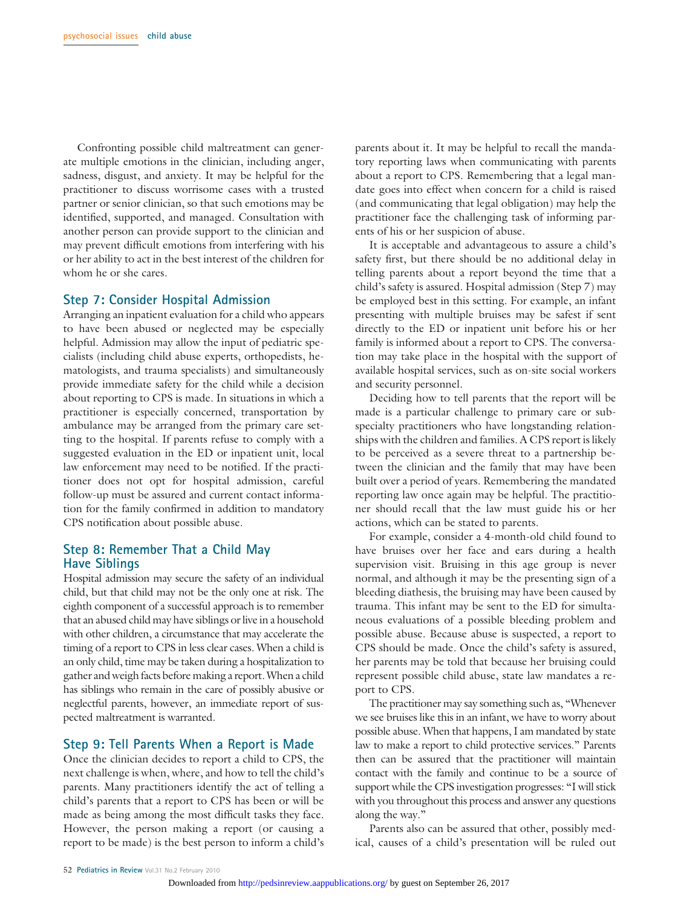Confronting possible child maltreatment can generate multiple emotions in the clinician, including anger, sadness, disgust, and anxiety. It may be helpful for the practitioner to discuss worrisome cases with a trusted partner or senior clinician, so that such emotions may be identified, supported, and managed. Consultation with another person can provide support to the clinician and may prevent difficult emotions from interfering with his or her ability to act in the best interest of the children for whom he or she cares.

## Step 7: Consider Hospital Admission

Arranging an inpatient evaluation for a child who appears to have been abused or neglected may be especially helpful. Admission may allow the input of pediatric specialists (including child abuse experts, orthopedists, hematologists, and trauma specialists) and simultaneously provide immediate safety for the child while a decision about reporting to CPS is made. In situations in which a practitioner is especially concerned, transportation by ambulance may be arranged from the primary care setting to the hospital. If parents refuse to comply with a suggested evaluation in the ED or inpatient unit, local law enforcement may need to be notified. If the practitioner does not opt for hospital admission, careful follow-up must be assured and current contact information for the family confirmed in addition to mandatory CPS notification about possible abuse.

## Step 8: Remember That a Child May Have Siblings

Hospital admission may secure the safety of an individual child, but that child may not be the only one at risk. The eighth component of a successful approach is to remember that an abused child may have siblings or live in a household with other children, a circumstance that may accelerate the timing of a report to CPS in less clear cases. When a child is an only child, time may be taken during a hospitalization to gather and weigh facts before making a report. When a child has siblings who remain in the care of possibly abusive or neglectful parents, however, an immediate report of suspected maltreatment is warranted.

## Step 9: Tell Parents When a Report is Made

Once the clinician decides to report a child to CPS, the next challenge is when, where, and how to tell the child's parents. Many practitioners identify the act of telling a child's parents that a report to CPS has been or will be made as being among the most difficult tasks they face. However, the person making a report (or causing a report to be made) is the best person to inform a child's parents about it. It may be helpful to recall the mandatory reporting laws when communicating with parents about a report to CPS. Remembering that a legal mandate goes into effect when concern for a child is raised (and communicating that legal obligation) may help the practitioner face the challenging task of informing parents of his or her suspicion of abuse.

It is acceptable and advantageous to assure a child's safety first, but there should be no additional delay in telling parents about a report beyond the time that a child's safety is assured. Hospital admission (Step 7) may be employed best in this setting. For example, an infant presenting with multiple bruises may be safest if sent directly to the ED or inpatient unit before his or her family is informed about a report to CPS. The conversation may take place in the hospital with the support of available hospital services, such as on-site social workers and security personnel.

Deciding how to tell parents that the report will be made is a particular challenge to primary care or subspecialty practitioners who have longstanding relationships with the children and families. A CPS report is likely to be perceived as a severe threat to a partnership between the clinician and the family that may have been built over a period of years. Remembering the mandated reporting law once again may be helpful. The practitioner should recall that the law must guide his or her actions, which can be stated to parents.

For example, consider a 4-month-old child found to have bruises over her face and ears during a health supervision visit. Bruising in this age group is never normal, and although it may be the presenting sign of a bleeding diathesis, the bruising may have been caused by trauma. This infant may be sent to the ED for simultaneous evaluations of a possible bleeding problem and possible abuse. Because abuse is suspected, a report to CPS should be made. Once the child's safety is assured, her parents may be told that because her bruising could represent possible child abuse, state law mandates a report to CPS.

The practitioner may say something such as, "Whenever we see bruises like this in an infant, we have to worry about possible abuse. When that happens, I am mandated by state law to make a report to child protective services." Parents then can be assured that the practitioner will maintain contact with the family and continue to be a source of support while the CPS investigation progresses: "I will stick with you throughout this process and answer any questions along the way."

Parents also can be assured that other, possibly medical, causes of a child's presentation will be ruled out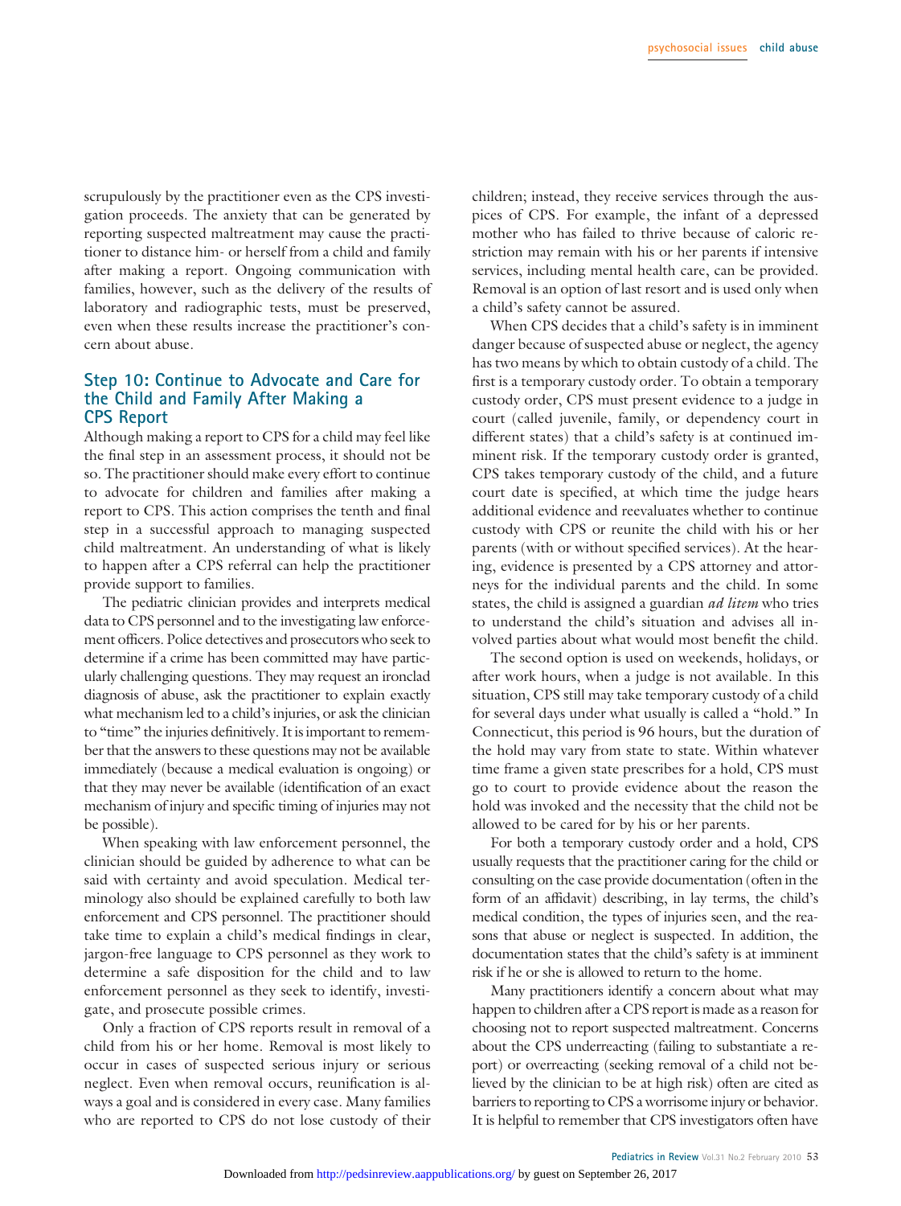scrupulously by the practitioner even as the CPS investigation proceeds. The anxiety that can be generated by reporting suspected maltreatment may cause the practitioner to distance him- or herself from a child and family after making a report. Ongoing communication with families, however, such as the delivery of the results of laboratory and radiographic tests, must be preserved, even when these results increase the practitioner's concern about abuse.

## Step 10: Continue to Advocate and Care for the Child and Family After Making a CPS Report

Although making a report to CPS for a child may feel like the final step in an assessment process, it should not be so. The practitioner should make every effort to continue to advocate for children and families after making a report to CPS. This action comprises the tenth and final step in a successful approach to managing suspected child maltreatment. An understanding of what is likely to happen after a CPS referral can help the practitioner provide support to families.

The pediatric clinician provides and interprets medical data to CPS personnel and to the investigating law enforcement officers. Police detectives and prosecutors who seek to determine if a crime has been committed may have particularly challenging questions. They may request an ironclad diagnosis of abuse, ask the practitioner to explain exactly what mechanism led to a child's injuries, or ask the clinician to "time" the injuries definitively. It is important to remember that the answers to these questions may not be available immediately (because a medical evaluation is ongoing) or that they may never be available (identification of an exact mechanism of injury and specific timing of injuries may not be possible).

When speaking with law enforcement personnel, the clinician should be guided by adherence to what can be said with certainty and avoid speculation. Medical terminology also should be explained carefully to both law enforcement and CPS personnel. The practitioner should take time to explain a child's medical findings in clear, jargon-free language to CPS personnel as they work to determine a safe disposition for the child and to law enforcement personnel as they seek to identify, investigate, and prosecute possible crimes.

Only a fraction of CPS reports result in removal of a child from his or her home. Removal is most likely to occur in cases of suspected serious injury or serious neglect. Even when removal occurs, reunification is always a goal and is considered in every case. Many families who are reported to CPS do not lose custody of their children; instead, they receive services through the auspices of CPS. For example, the infant of a depressed mother who has failed to thrive because of caloric restriction may remain with his or her parents if intensive services, including mental health care, can be provided. Removal is an option of last resort and is used only when a child's safety cannot be assured.

When CPS decides that a child's safety is in imminent danger because of suspected abuse or neglect, the agency has two means by which to obtain custody of a child. The first is a temporary custody order. To obtain a temporary custody order, CPS must present evidence to a judge in court (called juvenile, family, or dependency court in different states) that a child's safety is at continued imminent risk. If the temporary custody order is granted, CPS takes temporary custody of the child, and a future court date is specified, at which time the judge hears additional evidence and reevaluates whether to continue custody with CPS or reunite the child with his or her parents (with or without specified services). At the hearing, evidence is presented by a CPS attorney and attorneys for the individual parents and the child. In some states, the child is assigned a guardian *ad litem* who tries to understand the child's situation and advises all involved parties about what would most benefit the child.

The second option is used on weekends, holidays, or after work hours, when a judge is not available. In this situation, CPS still may take temporary custody of a child for several days under what usually is called a "hold." In Connecticut, this period is 96 hours, but the duration of the hold may vary from state to state. Within whatever time frame a given state prescribes for a hold, CPS must go to court to provide evidence about the reason the hold was invoked and the necessity that the child not be allowed to be cared for by his or her parents.

For both a temporary custody order and a hold, CPS usually requests that the practitioner caring for the child or consulting on the case provide documentation (often in the form of an affidavit) describing, in lay terms, the child's medical condition, the types of injuries seen, and the reasons that abuse or neglect is suspected. In addition, the documentation states that the child's safety is at imminent risk if he or she is allowed to return to the home.

Many practitioners identify a concern about what may happen to children after a CPS report is made as a reason for choosing not to report suspected maltreatment. Concerns about the CPS underreacting (failing to substantiate a report) or overreacting (seeking removal of a child not believed by the clinician to be at high risk) often are cited as barriers to reporting to CPS a worrisome injury or behavior. It is helpful to remember that CPS investigators often have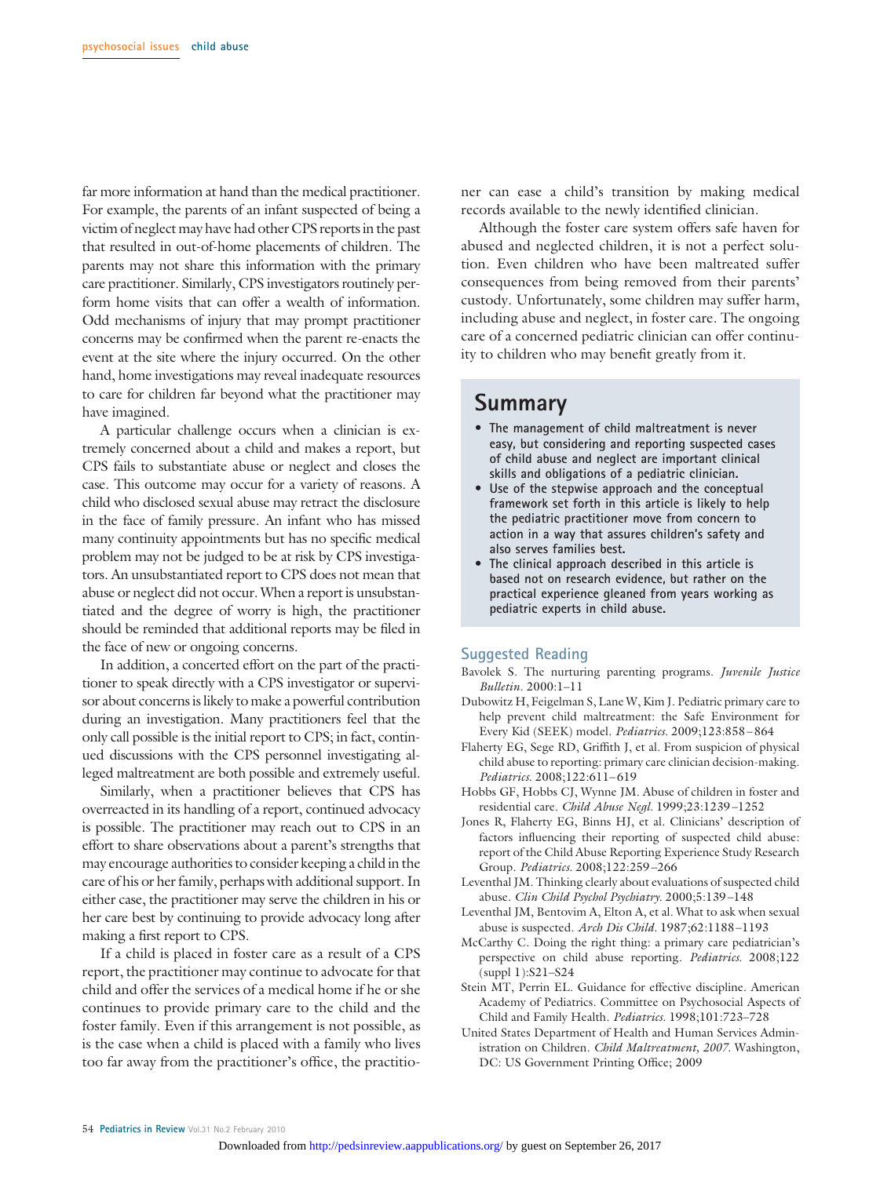far more information at hand than the medical practitioner. For example, the parents of an infant suspected of being a victim of neglect may have had other CPS reports in the past that resulted in out-of-home placements of children. The parents may not share this information with the primary care practitioner. Similarly, CPS investigators routinely perform home visits that can offer a wealth of information. Odd mechanisms of injury that may prompt practitioner concerns may be confirmed when the parent re-enacts the event at the site where the injury occurred. On the other hand, home investigations may reveal inadequate resources to care for children far beyond what the practitioner may have imagined.

A particular challenge occurs when a clinician is extremely concerned about a child and makes a report, but CPS fails to substantiate abuse or neglect and closes the case. This outcome may occur for a variety of reasons. A child who disclosed sexual abuse may retract the disclosure in the face of family pressure. An infant who has missed many continuity appointments but has no specific medical problem may not be judged to be at risk by CPS investigators. An unsubstantiated report to CPS does not mean that abuse or neglect did not occur. When a report is unsubstantiated and the degree of worry is high, the practitioner should be reminded that additional reports may be filed in the face of new or ongoing concerns.

In addition, a concerted effort on the part of the practitioner to speak directly with a CPS investigator or supervisor about concerns is likely to make a powerful contribution during an investigation. Many practitioners feel that the only call possible is the initial report to CPS; in fact, continued discussions with the CPS personnel investigating alleged maltreatment are both possible and extremely useful.

Similarly, when a practitioner believes that CPS has overreacted in its handling of a report, continued advocacy is possible. The practitioner may reach out to CPS in an effort to share observations about a parent's strengths that may encourage authorities to consider keeping a child in the care of his or her family, perhaps with additional support. In either case, the practitioner may serve the children in his or her care best by continuing to provide advocacy long after making a first report to CPS.

If a child is placed in foster care as a result of a CPS report, the practitioner may continue to advocate for that child and offer the services of a medical home if he or she continues to provide primary care to the child and the foster family. Even if this arrangement is not possible, as is the case when a child is placed with a family who lives too far away from the practitioner's office, the practitioner can ease a child's transition by making medical records available to the newly identified clinician.

Although the foster care system offers safe haven for abused and neglected children, it is not a perfect solution. Even children who have been maltreated suffer consequences from being removed from their parents' custody. Unfortunately, some children may suffer harm, including abuse and neglect, in foster care. The ongoing care of a concerned pediatric clinician can offer continuity to children who may benefit greatly from it.

## Summary

- **The management of child maltreatment is never easy, but considering and reporting suspected cases of child abuse and neglect are important clinical skills and obligations of a pediatric clinician.**
- **Use of the stepwise approach and the conceptual framework set forth in this article is likely to help the pediatric practitioner move from concern to action in a way that assures children's safety and also serves families best.**
- **The clinical approach described in this article is based not on research evidence, but rather on the practical experience gleaned from years working as pediatric experts in child abuse.**

### Suggested Reading

Bavolek S. The nurturing parenting programs. *Juvenile Justice Bulletin.* 2000:1–11

Dubowitz H, Feigelman S, Lane W, Kim J. Pediatric primary care to help prevent child maltreatment: the Safe Environment for Every Kid (SEEK) model. *Pediatrics.* 2009;123:858–864

Flaherty EG, Sege RD, Griffith J, et al. From suspicion of physical child abuse to reporting: primary care clinician decision-making. *Pediatrics.* 2008;122:611–619

Hobbs GF, Hobbs CJ, Wynne JM. Abuse of children in foster and residential care. *Child Abuse Negl.* 1999;23:1239–1252

Jones R, Flaherty EG, Binns HJ, et al. Clinicians' description of factors influencing their reporting of suspected child abuse: report of the Child Abuse Reporting Experience Study Research Group. *Pediatrics.* 2008;122:259–266

Leventhal JM. Thinking clearly about evaluations of suspected child abuse. *Clin Child Psychol Psychiatry.* 2000;5:139–148

Leventhal JM, Bentovim A, Elton A, et al. What to ask when sexual abuse is suspected. *Arch Dis Child.* 1987;62:1188–1193

McCarthy C. Doing the right thing: a primary care pediatrician's perspective on child abuse reporting. *Pediatrics.* 2008;122 (suppl 1):S21–S24

Stein MT, Perrin EL. Guidance for effective discipline. American Academy of Pediatrics. Committee on Psychosocial Aspects of Child and Family Health. *Pediatrics.* 1998;101:723–728

United States Department of Health and Human Services Administration on Children. *Child Maltreatment, 2007.* Washington, DC: US Government Printing Office; 2009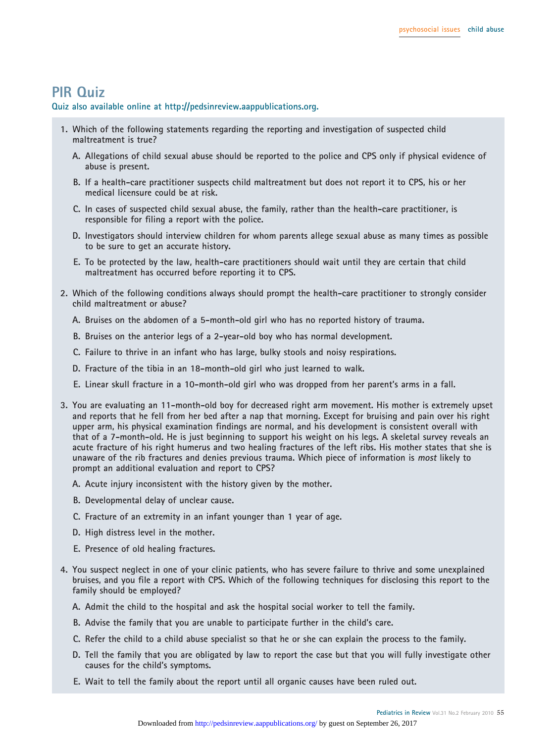## PIR Quiz

Quiz also available online at http://pedsinreview.aappublications.org.

1. Which of the following statements regarding the reporting and investigation of suspected child maltreatment is true?

   A. Allegations of child sexual abuse should be reported to the police and CPS only if physical evidence of abuse is present.

   B. If a health-care practitioner suspects child maltreatment but does not report it to CPS, his or her medical licensure could be at risk.

   C. In cases of suspected child sexual abuse, the family, rather than the health-care practitioner, is responsible for filing a report with the police.

   D. Investigators should interview children for whom parents allege sexual abuse as many times as possible to be sure to get an accurate history.

   E. To be protected by the law, health-care practitioners should wait until they are certain that child maltreatment has occurred before reporting it to CPS.

2. Which of the following conditions always should prompt the health-care practitioner to strongly consider child maltreatment or abuse?

   A. Bruises on the abdomen of a 5-month-old girl who has no reported history of trauma.

   B. Bruises on the anterior legs of a 2-year-old boy who has normal development.

   C. Failure to thrive in an infant who has large, bulky stools and noisy respirations.

   D. Fracture of the tibia in an 18-month-old girl who just learned to walk.

   E. Linear skull fracture in a 10-month-old girl who was dropped from her parent's arms in a fall.

3. You are evaluating an 11-month-old boy for decreased right arm movement. His mother is extremely upset and reports that he fell from her bed after a nap that morning. Except for bruising and pain over his right upper arm, his physical examination findings are normal, and his development is consistent overall with that of a 7-month-old. He is just beginning to support his weight on his legs. A skeletal survey reveals an acute fracture of his right humerus and two healing fractures of the left ribs. His mother states that she is unaware of the rib fractures and denies previous trauma. Which piece of information is *most* likely to prompt an additional evaluation and report to CPS?

   A. Acute injury inconsistent with the history given by the mother.

   B. Developmental delay of unclear cause.

   C. Fracture of an extremity in an infant younger than 1 year of age.

   D. High distress level in the mother.

   E. Presence of old healing fractures.

4. You suspect neglect in one of your clinic patients, who has severe failure to thrive and some unexplained bruises, and you file a report with CPS. Which of the following techniques for disclosing this report to the family should be employed?

   A. Admit the child to the hospital and ask the hospital social worker to tell the family.

   B. Advise the family that you are unable to participate further in the child's care.

   C. Refer the child to a child abuse specialist so that he or she can explain the process to the family.

   D. Tell the family that you are obligated by law to report the case but that you will fully investigate other causes for the child's symptoms.

   E. Wait to tell the family about the report until all organic causes have been ruled out.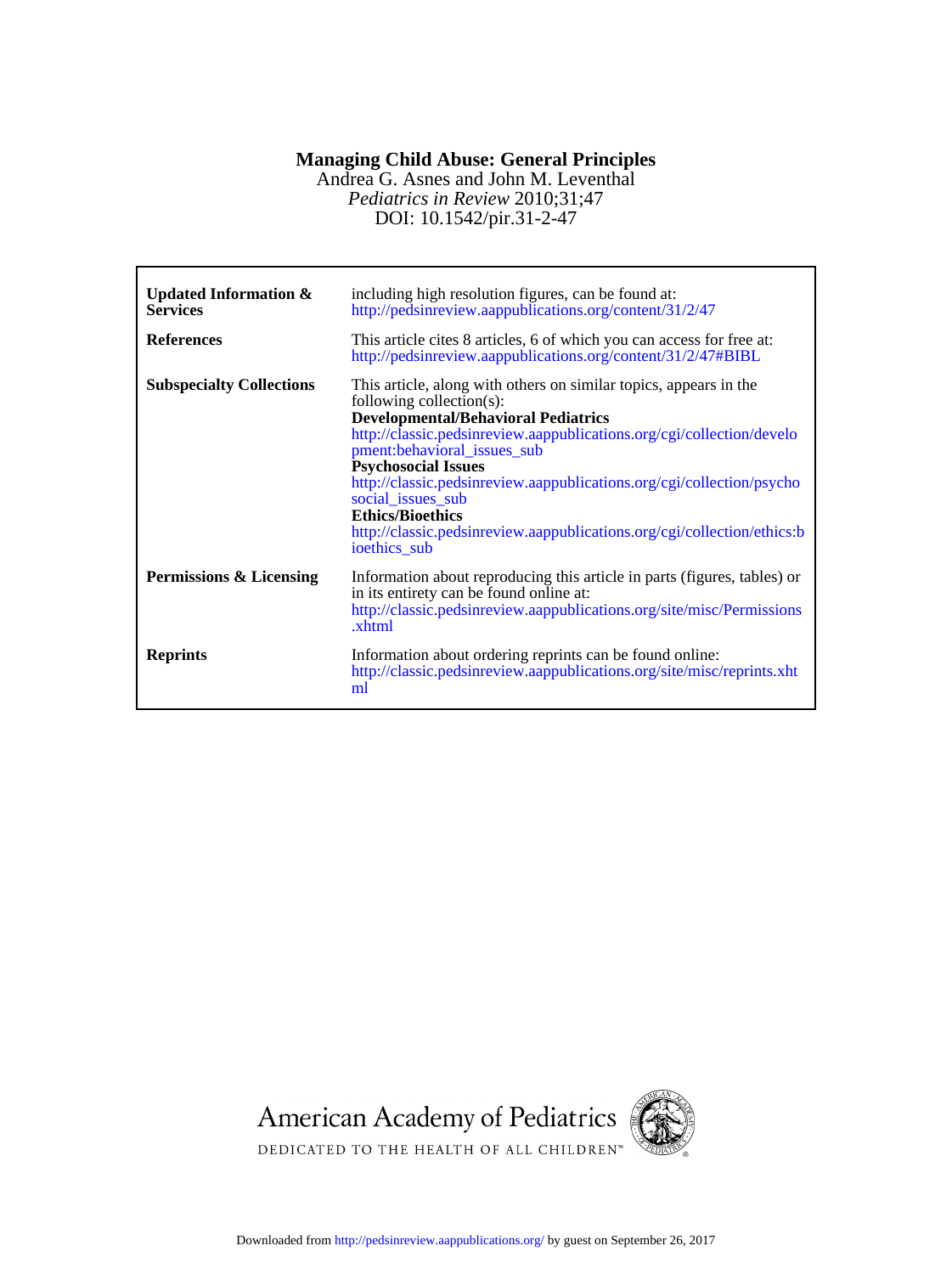# Managing Child Abuse: General Principles

Andrea G. Asnes and John M. Leventhal

*Pediatrics in Review* 2010;31;47

DOI: 10.1542/pir.31-2-47

| | |
|---|---|
| **Updated Information & Services** | including high resolution figures, can be found at: http://pedsinreview.aappublications.org/content/31/2/47 |
| **References** | This article cites 8 articles, 6 of which you can access for free at: http://pedsinreview.aappublications.org/content/31/2/47#BIBL |
| **Subspecialty Collections** | This article, along with others on similar topics, appears in the following collection(s): **Developmental/Behavioral Pediatrics** http://classic.pedsinreview.aappublications.org/cgi/collection/development:behavioral_issues_sub **Psychosocial Issues** http://classic.pedsinreview.aappublications.org/cgi/collection/psychosocial_issues_sub **Ethics/Bioethics** http://classic.pedsinreview.aappublications.org/cgi/collection/ethics:bioethics_sub |
| **Permissions & Licensing** | Information about reproducing this article in parts (figures, tables) or in its entirety can be found online at: http://classic.pedsinreview.aappublications.org/site/misc/Permissions.xhtml |
| **Reprints** | Information about ordering reprints can be found online: http://classic.pedsinreview.aappublications.org/site/misc/reprints.xhtml |

American Academy of Pediatrics

DEDICATED TO THE HEALTH OF ALL CHILDREN™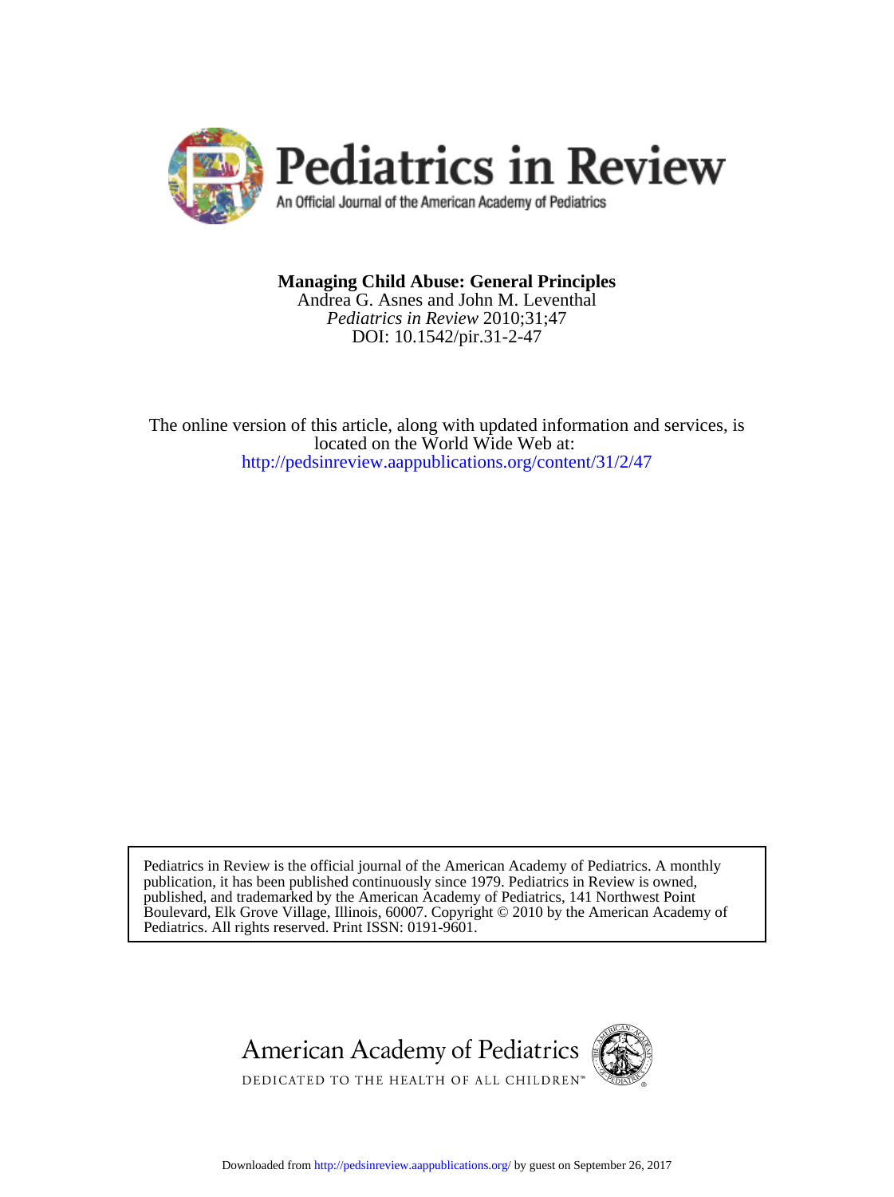# Pediatrics in Review

An Official Journal of the American Academy of Pediatrics

**Managing Child Abuse: General Principles**

Andrea G. Asnes and John M. Leventhal

*Pediatrics in Review* 2010;31;47

DOI: 10.1542/pir.31-2-47

The online version of this article, along with updated information and services, is located on the World Wide Web at:

http://pedsinreview.aappublications.org/content/31/2/47

Pediatrics in Review is the official journal of the American Academy of Pediatrics. A monthly publication, it has been published continuously since 1979. Pediatrics in Review is owned, published, and trademarked by the American Academy of Pediatrics, 141 Northwest Point Boulevard, Elk Grove Village, Illinois, 60007. Copyright © 2010 by the American Academy of Pediatrics. All rights reserved. Print ISSN: 0191-9601.

American Academy of Pediatrics

DEDICATED TO THE HEALTH OF ALL CHILDREN™

Downloaded from http://pedsinreview.aappublications.org/ by guest on September 26, 2017